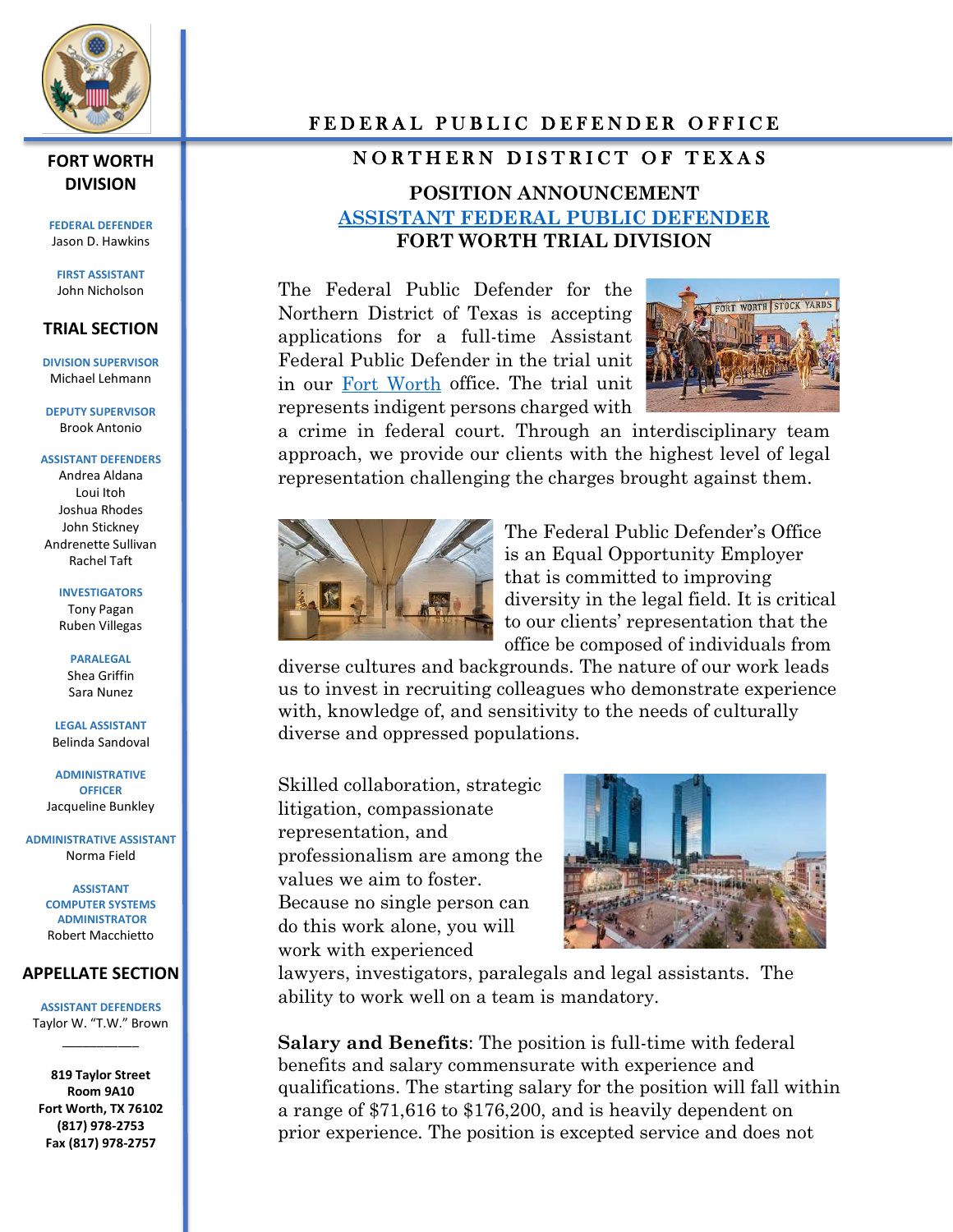# FEDERAL PUBLIC DEFENDER OFFICE

## NORTHERN DISTRICT OF TEXAS

### POSITION ANNOUNCEMENT

### [ASSISTANT FEDERAL PUBLIC DEFENDER](#)

### FORT WORTH TRIAL DIVISION

The Federal Public Defender for the Northern District of Texas is accepting applications for a full-time Assistant Federal Public Defender in the trial unit in our [Fort Worth](#) office. The trial unit represents indigent persons charged with a crime in federal court. Through an interdisciplinary team approach, we provide our clients with the highest level of legal representation challenging the charges brought against them.

The Federal Public Defender's Office is an Equal Opportunity Employer that is committed to improving diversity in the legal field. It is critical to our clients' representation that the office be composed of individuals from diverse cultures and backgrounds. The nature of our work leads us to invest in recruiting colleagues who demonstrate experience with, knowledge of, and sensitivity to the needs of culturally diverse and oppressed populations.

Skilled collaboration, strategic litigation, compassionate representation, and professionalism are among the values we aim to foster. Because no single person can do this work alone, you will work with experienced lawyers, investigators, paralegals and legal assistants. The ability to work well on a team is mandatory.

**Salary and Benefits**: The position is full-time with federal benefits and salary commensurate with experience and qualifications. The starting salary for the position will fall within a range of $71,616 to $176,200, and is heavily dependent on prior experience. The position is excepted service and does not

---

**FORT WORTH DIVISION**

**FEDERAL DEFENDER**
Jason D. Hawkins

**FIRST ASSISTANT**
John Nicholson

**TRIAL SECTION**

**DIVISION SUPERVISOR**
Michael Lehmann

**DEPUTY SUPERVISOR**
Brook Antonio

**ASSISTANT DEFENDERS**
Andrea Aldana
Loui Itoh
Joshua Rhodes
John Stickney
Andrenette Sullivan
Rachel Taft

**INVESTIGATORS**
Tony Pagan
Ruben Villegas

**PARALEGAL**
Shea Griffin
Sara Nunez

**LEGAL ASSISTANT**
Belinda Sandoval

**ADMINISTRATIVE OFFICER**
Jacqueline Bunkley

**ADMINISTRATIVE ASSISTANT**
Norma Field

**ASSISTANT COMPUTER SYSTEMS ADMINISTRATOR**
Robert Macchietto

**APPELLATE SECTION**

**ASSISTANT DEFENDERS**
Taylor W. "T.W." Brown

---

**819 Taylor Street**
**Room 9A10**
**Fort Worth, TX 76102**
**(817) 978-2753**
**Fax (817) 978-2757**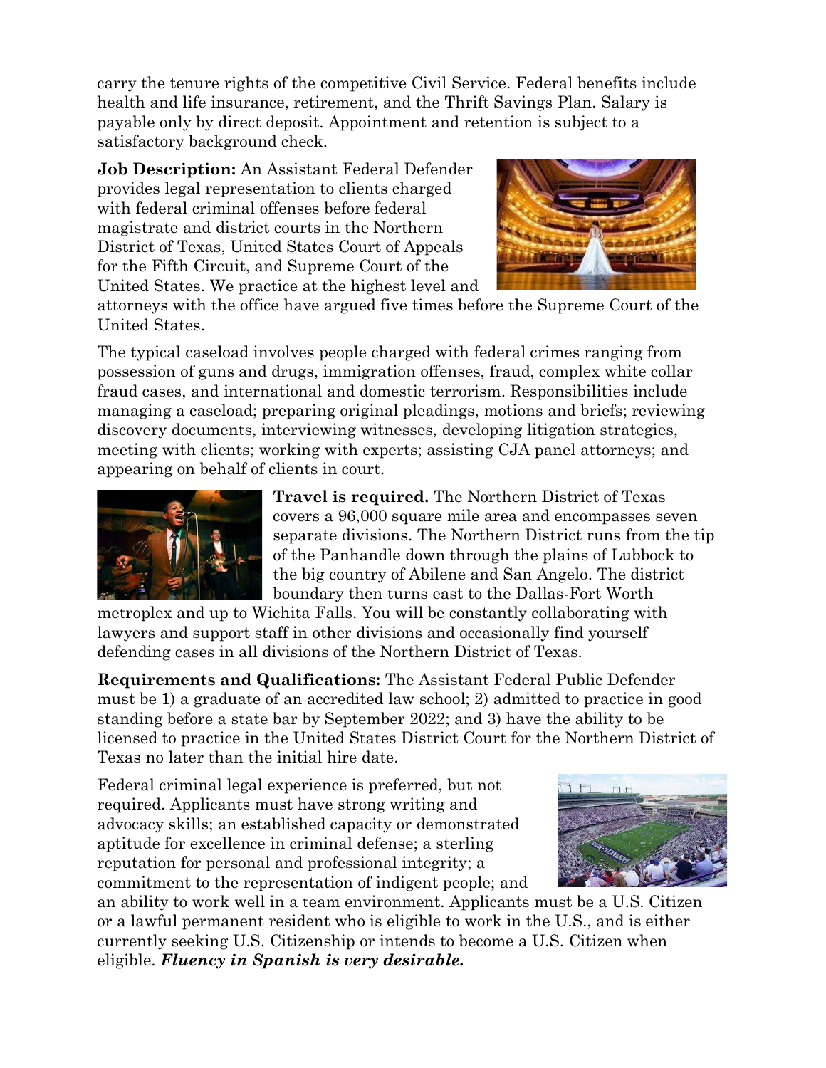carry the tenure rights of the competitive Civil Service. Federal benefits include health and life insurance, retirement, and the Thrift Savings Plan. Salary is payable only by direct deposit. Appointment and retention is subject to a satisfactory background check.

**Job Description:** An Assistant Federal Defender provides legal representation to clients charged with federal criminal offenses before federal magistrate and district courts in the Northern District of Texas, United States Court of Appeals for the Fifth Circuit, and Supreme Court of the United States. We practice at the highest level and attorneys with the office have argued five times before the Supreme Court of the United States.

The typical caseload involves people charged with federal crimes ranging from possession of guns and drugs, immigration offenses, fraud, complex white collar fraud cases, and international and domestic terrorism. Responsibilities include managing a caseload; preparing original pleadings, motions and briefs; reviewing discovery documents, interviewing witnesses, developing litigation strategies, meeting with clients; working with experts; assisting CJA panel attorneys; and appearing on behalf of clients in court.

**Travel is required.** The Northern District of Texas covers a 96,000 square mile area and encompasses seven separate divisions. The Northern District runs from the tip of the Panhandle down through the plains of Lubbock to the big country of Abilene and San Angelo. The district boundary then turns east to the Dallas-Fort Worth metroplex and up to Wichita Falls. You will be constantly collaborating with lawyers and support staff in other divisions and occasionally find yourself defending cases in all divisions of the Northern District of Texas.

**Requirements and Qualifications:** The Assistant Federal Public Defender must be 1) a graduate of an accredited law school; 2) admitted to practice in good standing before a state bar by September 2022; and 3) have the ability to be licensed to practice in the United States District Court for the Northern District of Texas no later than the initial hire date.

Federal criminal legal experience is preferred, but not required. Applicants must have strong writing and advocacy skills; an established capacity or demonstrated aptitude for excellence in criminal defense; a sterling reputation for personal and professional integrity; a commitment to the representation of indigent people; and an ability to work well in a team environment. Applicants must be a U.S. Citizen or a lawful permanent resident who is eligible to work in the U.S., and is either currently seeking U.S. Citizenship or intends to become a U.S. Citizen when eligible. ***Fluency in Spanish is very desirable.***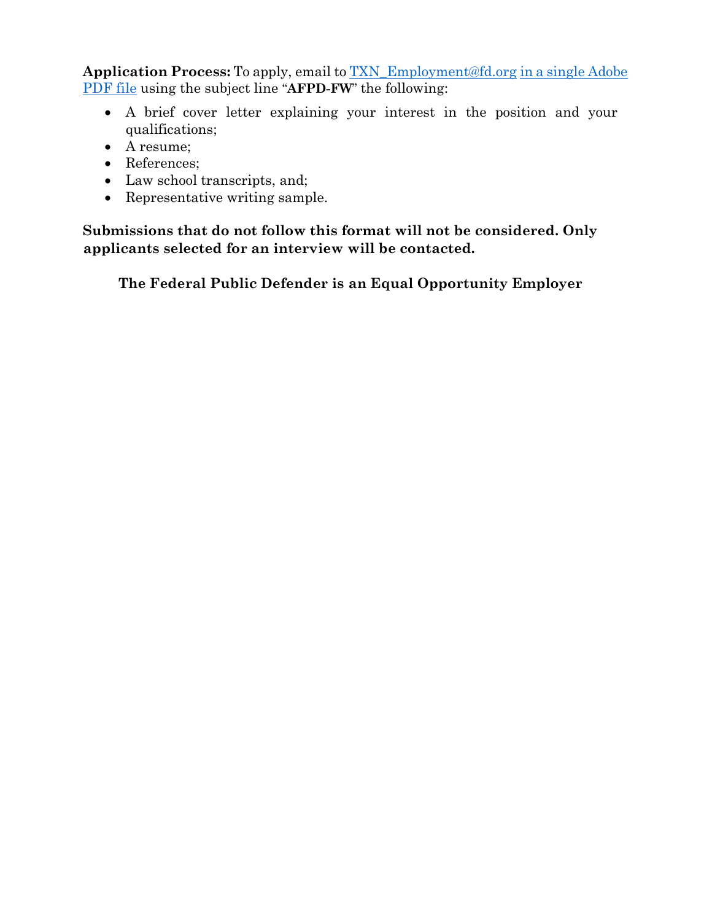**Application Process:** To apply, email to TXN_Employment@fd.org in a single Adobe PDF file using the subject line "**AFPD-FW**" the following:

- A brief cover letter explaining your interest in the position and your qualifications;
- A resume;
- References;
- Law school transcripts, and;
- Representative writing sample.

**Submissions that do not follow this format will not be considered. Only applicants selected for an interview will be contacted.**

**The Federal Public Defender is an Equal Opportunity Employer**